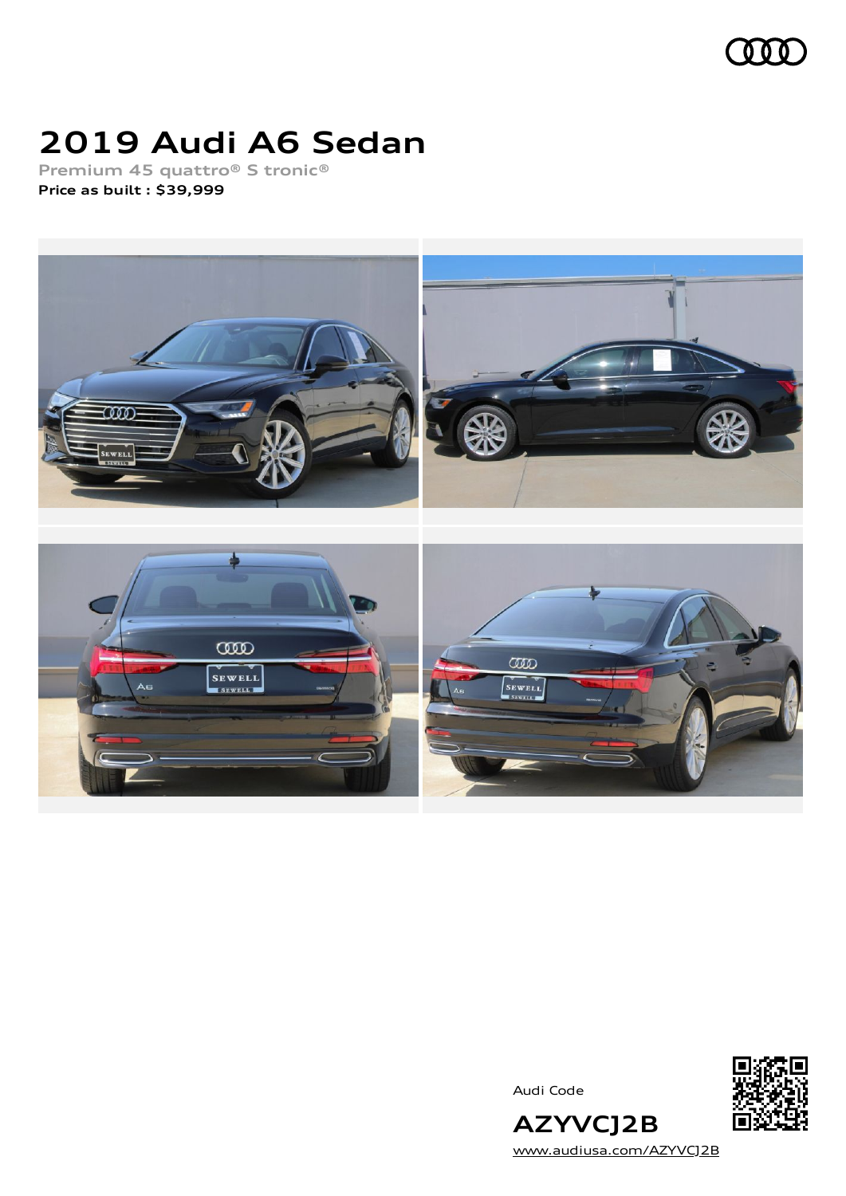# 2019 Audi A6 Sedan

Premium 45 quattro® S tronic®

**Price as built : $39,999**

Audi Code

**AZYVCJ2B**

www.audiusa.com/AZYVCJ2B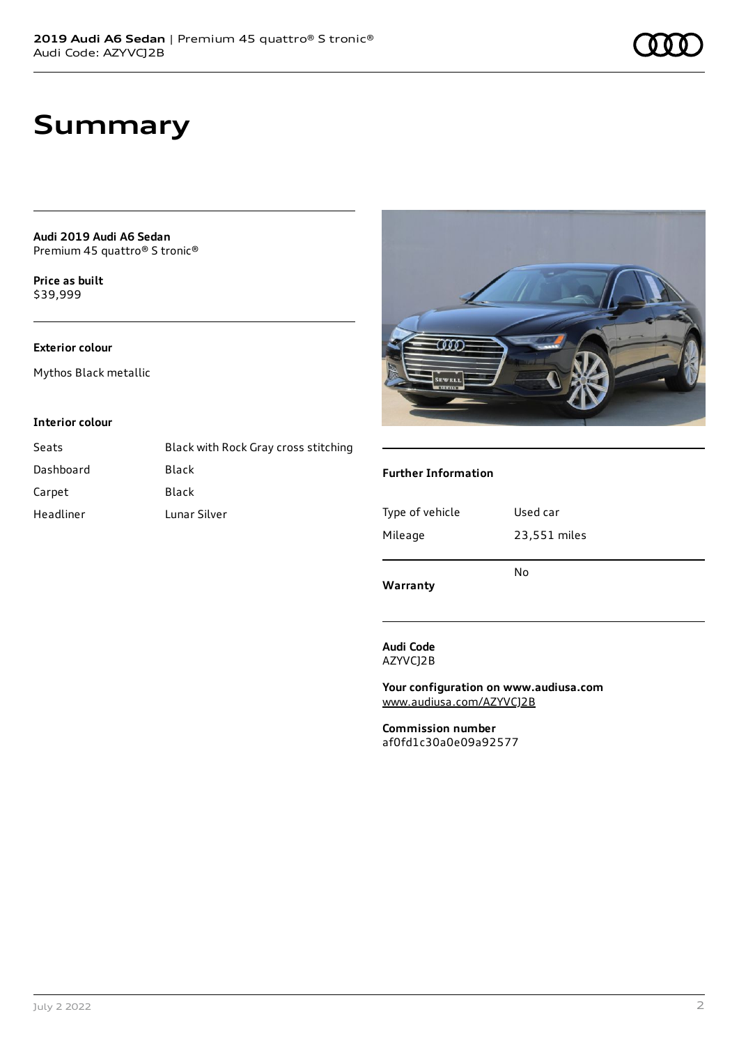# Summary

**Audi 2019 Audi A6 Sedan**
Premium 45 quattro® S tronic®

**Price as built**
$39,999

### Exterior colour

Mythos Black metallic

### Interior colour

| | |
|---|---|
| Seats | Black with Rock Gray cross stitching |
| Dashboard | Black |
| Carpet | Black |
| Headliner | Lunar Silver |

### Further Information

| | |
|---|---|
| Type of vehicle | Used car |
| Mileage | 23,551 miles |
| Warranty | No |

**Audi Code**
AZYVCJ2B

**Your configuration on www.audiusa.com**
www.audiusa.com/AZYVCJ2B

**Commission number**
af0fd1c30a0e09a92577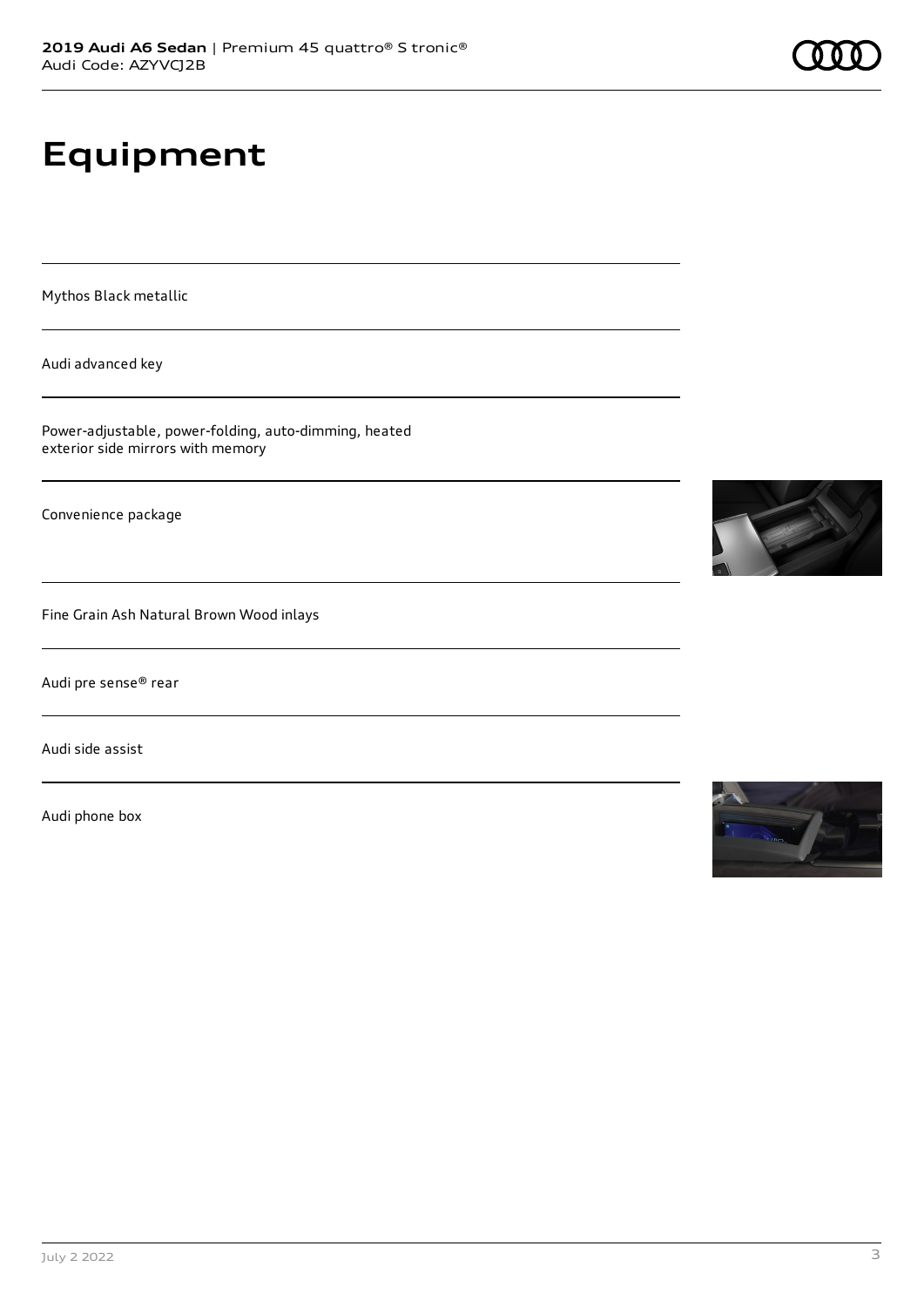# Equipment

Mythos Black metallic

Audi advanced key

Power-adjustable, power-folding, auto-dimming, heated exterior side mirrors with memory

Convenience package

Fine Grain Ash Natural Brown Wood inlays

Audi pre sense® rear

Audi side assist

Audi phone box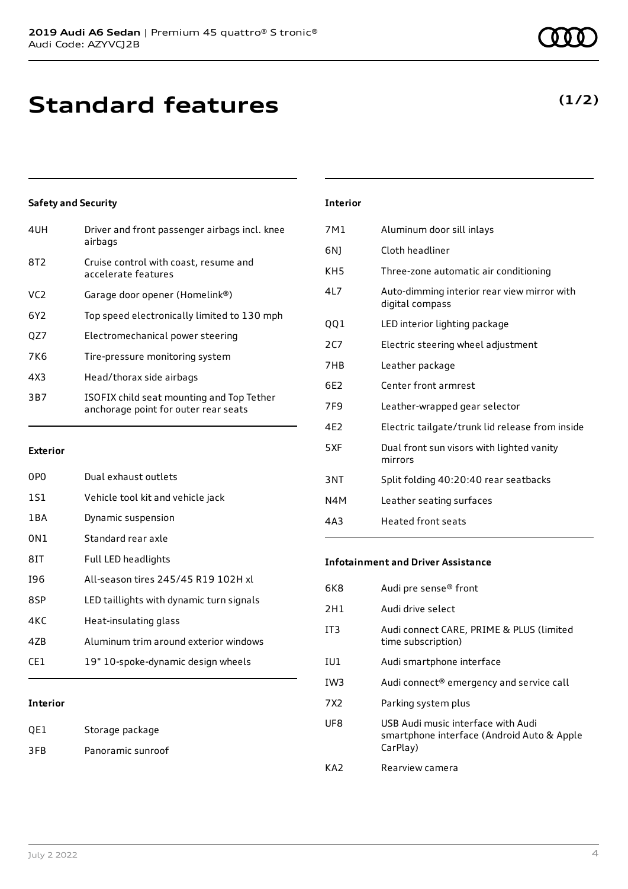# Standard features

**(1/2)**

### Safety and Security

| | |
|---|---|
| 4UH | Driver and front passenger airbags incl. knee airbags |
| 8T2 | Cruise control with coast, resume and accelerate features |
| VC2 | Garage door opener (Homelink®) |
| 6Y2 | Top speed electronically limited to 130 mph |
| QZ7 | Electromechanical power steering |
| 7K6 | Tire-pressure monitoring system |
| 4X3 | Head/thorax side airbags |
| 3B7 | ISOFIX child seat mounting and Top Tether anchorage point for outer rear seats |

### Exterior

| | |
|---|---|
| 0P0 | Dual exhaust outlets |
| 1S1 | Vehicle tool kit and vehicle jack |
| 1BA | Dynamic suspension |
| 0N1 | Standard rear axle |
| 8IT | Full LED headlights |
| I96 | All-season tires 245/45 R19 102H xl |
| 8SP | LED taillights with dynamic turn signals |
| 4KC | Heat-insulating glass |
| 4ZB | Aluminum trim around exterior windows |
| CE1 | 19" 10-spoke-dynamic design wheels |

### Interior

| | |
|---|---|
| QE1 | Storage package |
| 3FB | Panoramic sunroof |
| 7M1 | Aluminum door sill inlays |
| 6NJ | Cloth headliner |
| KH5 | Three-zone automatic air conditioning |
| 4L7 | Auto-dimming interior rear view mirror with digital compass |
| QQ1 | LED interior lighting package |
| 2C7 | Electric steering wheel adjustment |
| 7HB | Leather package |
| 6E2 | Center front armrest |
| 7F9 | Leather-wrapped gear selector |
| 4E2 | Electric tailgate/trunk lid release from inside |
| 5XF | Dual front sun visors with lighted vanity mirrors |
| 3NT | Split folding 40:20:40 rear seatbacks |
| N4M | Leather seating surfaces |
| 4A3 | Heated front seats |

### Infotainment and Driver Assistance

| | |
|---|---|
| 6K8 | Audi pre sense® front |
| 2H1 | Audi drive select |
| IT3 | Audi connect CARE, PRIME & PLUS (limited time subscription) |
| IU1 | Audi smartphone interface |
| IW3 | Audi connect® emergency and service call |
| 7X2 | Parking system plus |
| UF8 | USB Audi music interface with Audi smartphone interface (Android Auto & Apple CarPlay) |
| KA2 | Rearview camera |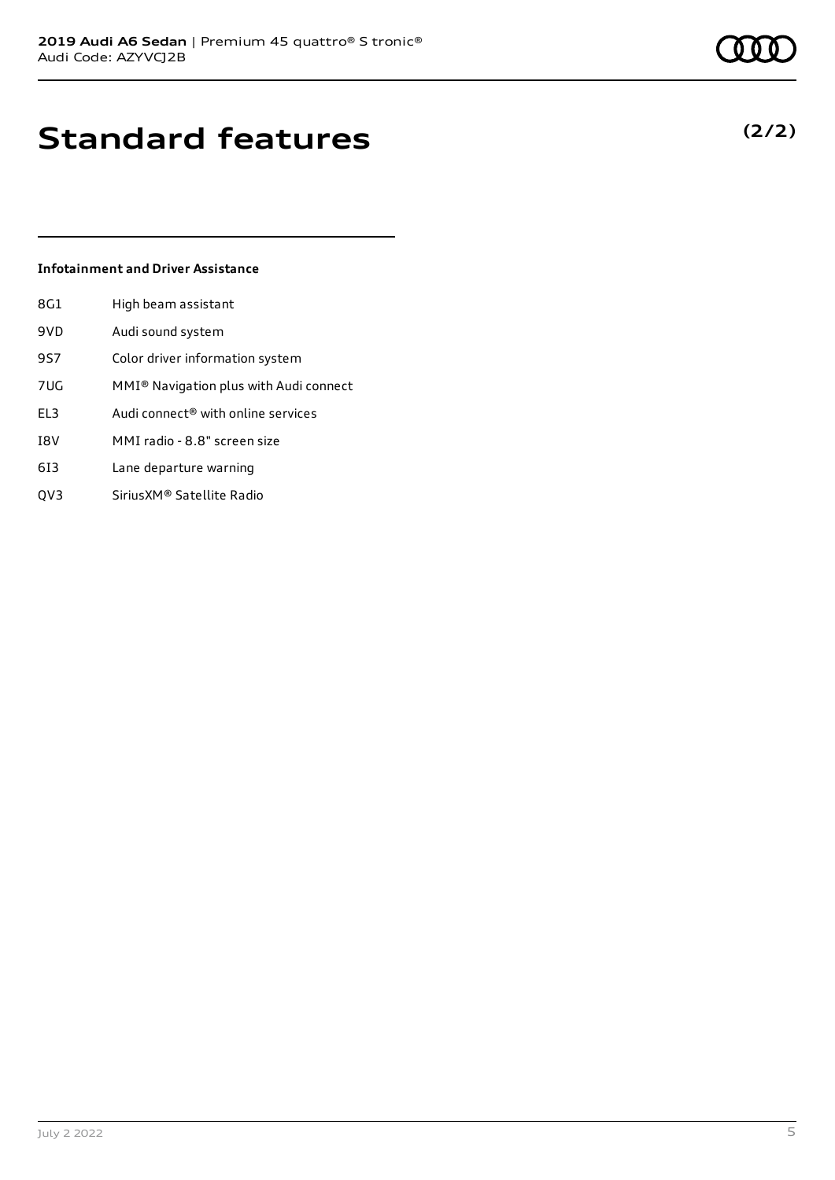# Standard features

**(2/2)**

**Infotainment and Driver Assistance**

| | |
|---|---|
| 8G1 | High beam assistant |
| 9VD | Audi sound system |
| 9S7 | Color driver information system |
| 7UG | MMI® Navigation plus with Audi connect |
| EL3 | Audi connect® with online services |
| I8V | MMI radio - 8.8" screen size |
| 6I3 | Lane departure warning |
| QV3 | SiriusXM® Satellite Radio |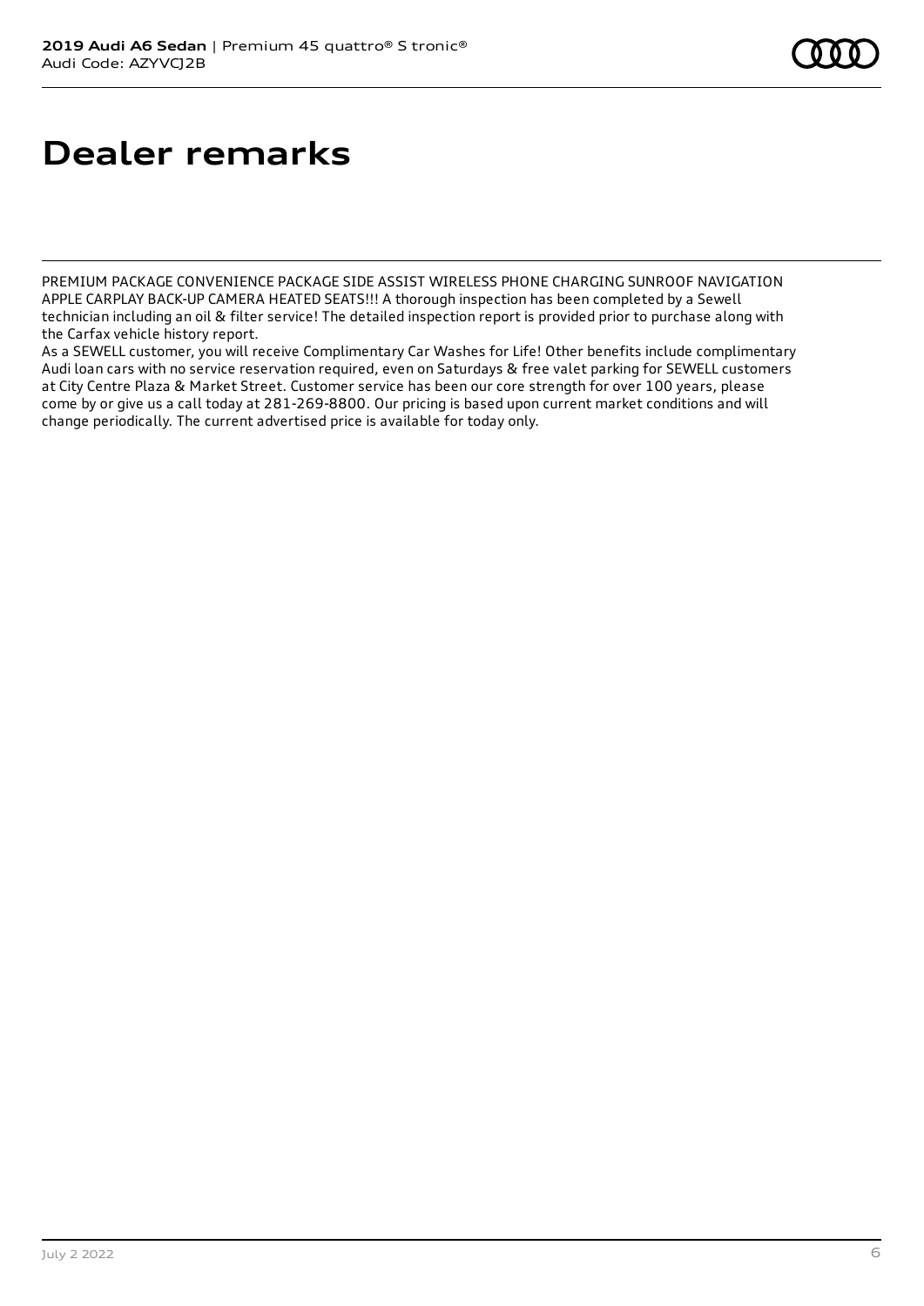# Dealer remarks

PREMIUM PACKAGE CONVENIENCE PACKAGE SIDE ASSIST WIRELESS PHONE CHARGING SUNROOF NAVIGATION APPLE CARPLAY BACK-UP CAMERA HEATED SEATS!!! A thorough inspection has been completed by a Sewell technician including an oil & filter service! The detailed inspection report is provided prior to purchase along with the Carfax vehicle history report.

As a SEWELL customer, you will receive Complimentary Car Washes for Life! Other benefits include complimentary Audi loan cars with no service reservation required, even on Saturdays & free valet parking for SEWELL customers at City Centre Plaza & Market Street. Customer service has been our core strength for over 100 years, please come by or give us a call today at 281-269-8800. Our pricing is based upon current market conditions and will change periodically. The current advertised price is available for today only.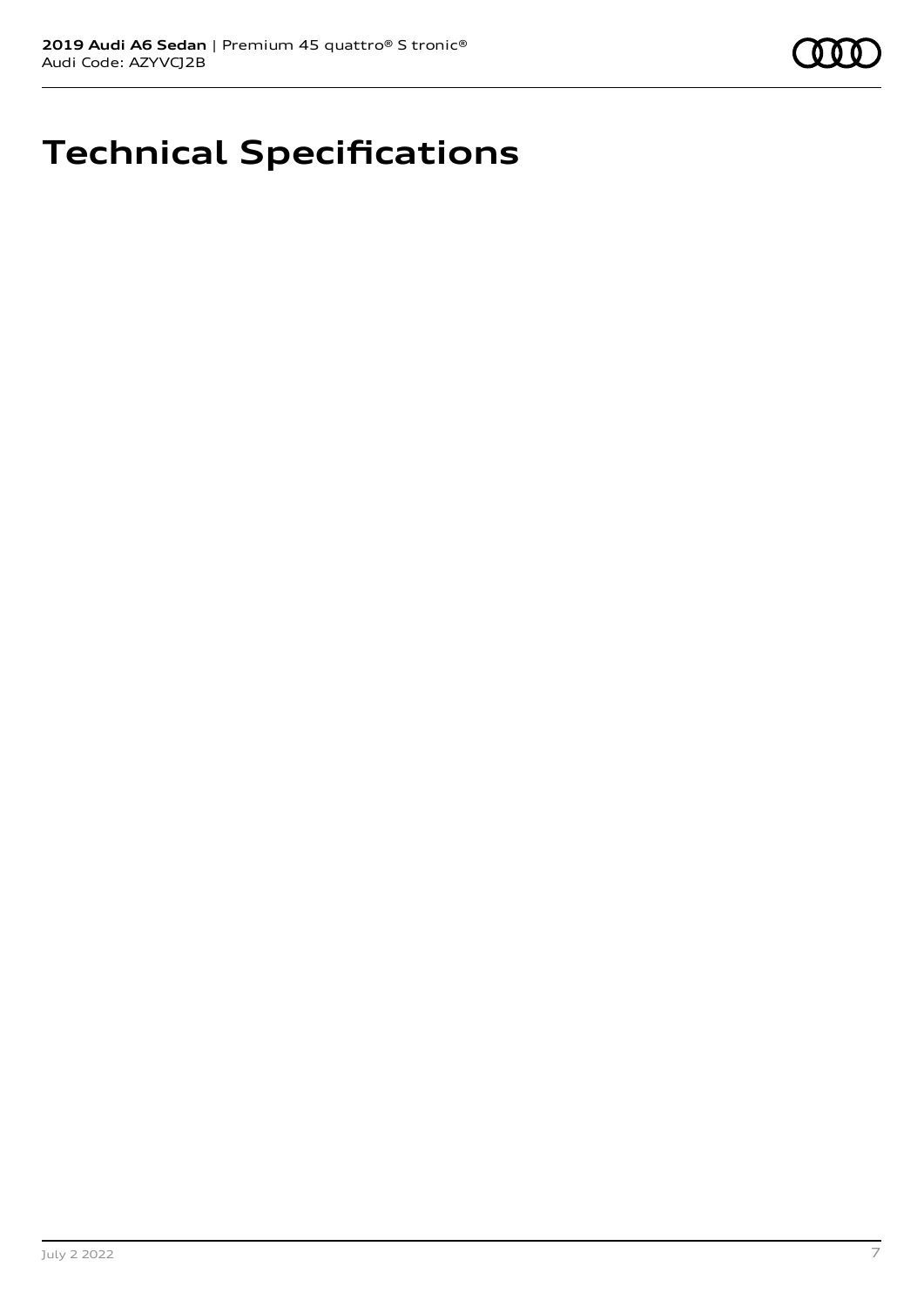# Technical Specifications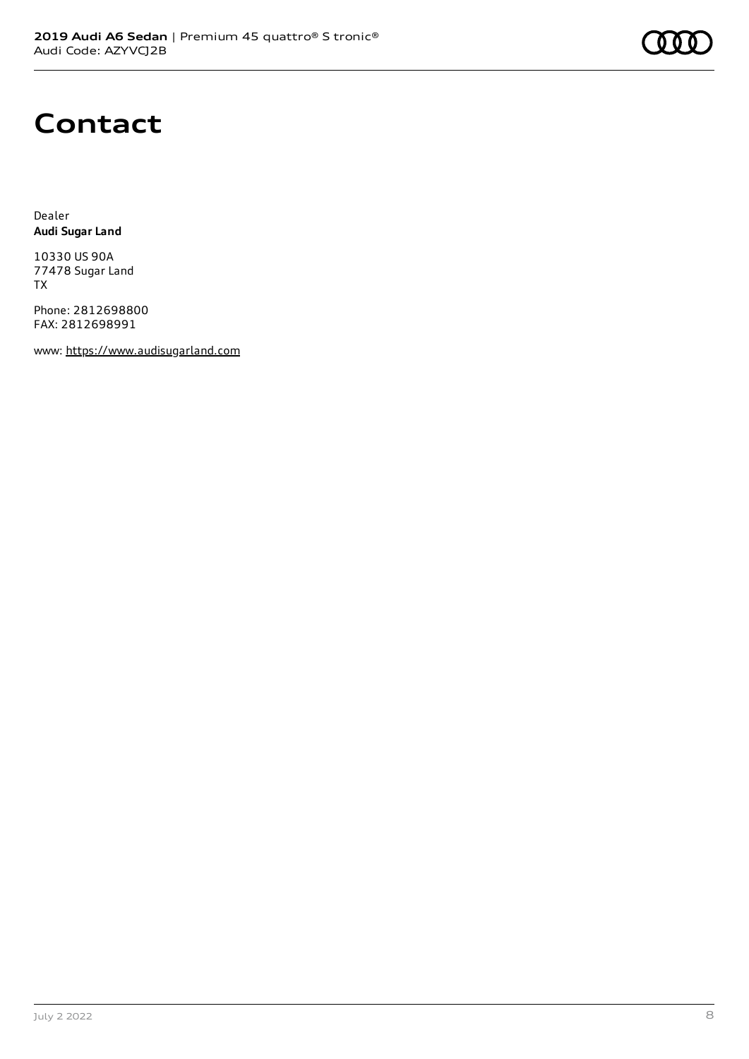# Contact

Dealer
**Audi Sugar Land**

10330 US 90A
77478 Sugar Land
TX

Phone: 2812698800
FAX: 2812698991

www: https://www.audisugarland.com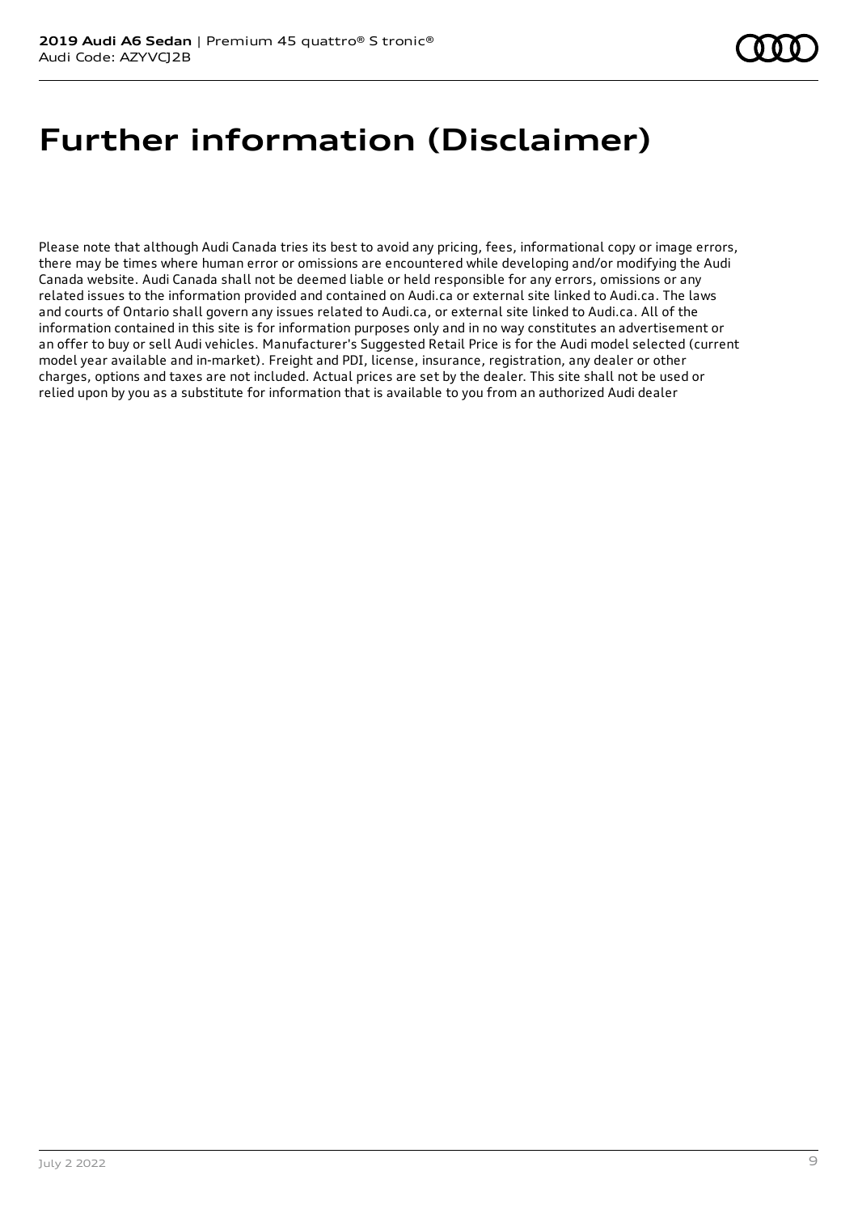# Further information (Disclaimer)

Please note that although Audi Canada tries its best to avoid any pricing, fees, informational copy or image errors, there may be times where human error or omissions are encountered while developing and/or modifying the Audi Canada website. Audi Canada shall not be deemed liable or held responsible for any errors, omissions or any related issues to the information provided and contained on Audi.ca or external site linked to Audi.ca. The laws and courts of Ontario shall govern any issues related to Audi.ca, or external site linked to Audi.ca. All of the information contained in this site is for information purposes only and in no way constitutes an advertisement or an offer to buy or sell Audi vehicles. Manufacturer's Suggested Retail Price is for the Audi model selected (current model year available and in-market). Freight and PDI, license, insurance, registration, any dealer or other charges, options and taxes are not included. Actual prices are set by the dealer. This site shall not be used or relied upon by you as a substitute for information that is available to you from an authorized Audi dealer